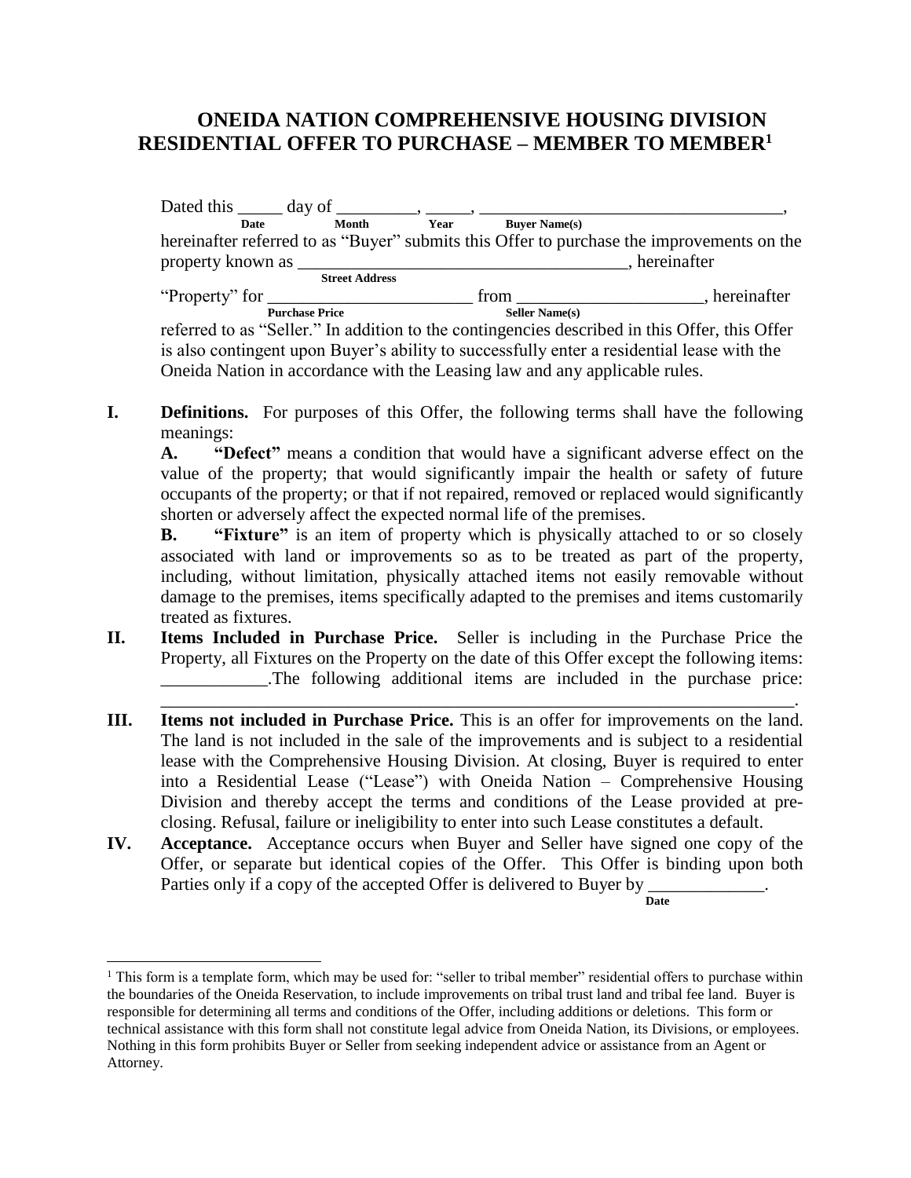# ONEIDA NATION COMPREHENSIVE HOUSING DIVISION
# RESIDENTIAL OFFER TO PURCHASE – MEMBER TO MEMBER[1]

Dated this _____ day of _________, _____, ___________________________________,
(Date) (Month) (Year) (Buyer Name(s))
hereinafter referred to as "Buyer" submits this Offer to purchase the improvements on the property known as ______________________________________, hereinafter
(Street Address)
"Property" for ________________________ from _____________________, hereinafter
(Purchase Price) (Seller Name(s))
referred to as "Seller." In addition to the contingencies described in this Offer, this Offer is also contingent upon Buyer's ability to successfully enter a residential lease with the Oneida Nation in accordance with the Leasing law and any applicable rules.

**I. Definitions.** For purposes of this Offer, the following terms shall have the following meanings:

**A. "Defect"** means a condition that would have a significant adverse effect on the value of the property; that would significantly impair the health or safety of future occupants of the property; or that if not repaired, removed or replaced would significantly shorten or adversely affect the expected normal life of the premises.

**B. "Fixture"** is an item of property which is physically attached to or so closely associated with land or improvements so as to be treated as part of the property, including, without limitation, physically attached items not easily removable without damage to the premises, items specifically adapted to the premises and items customarily treated as fixtures.

**II. Items Included in Purchase Price.** Seller is including in the Purchase Price the Property, all Fixtures on the Property on the date of this Offer except the following items: ____________.The following additional items are included in the purchase price: _______________________________________________________________________.

**III. Items not included in Purchase Price.** This is an offer for improvements on the land. The land is not included in the sale of the improvements and is subject to a residential lease with the Comprehensive Housing Division. At closing, Buyer is required to enter into a Residential Lease ("Lease") with Oneida Nation – Comprehensive Housing Division and thereby accept the terms and conditions of the Lease provided at pre-closing. Refusal, failure or ineligibility to enter into such Lease constitutes a default.

**IV. Acceptance.** Acceptance occurs when Buyer and Seller have signed one copy of the Offer, or separate but identical copies of the Offer. This Offer is binding upon both Parties only if a copy of the accepted Offer is delivered to Buyer by _____________.
(Date)

---

[1] This form is a template form, which may be used for: "seller to tribal member" residential offers to purchase within the boundaries of the Oneida Reservation, to include improvements on tribal trust land and tribal fee land. Buyer is responsible for determining all terms and conditions of the Offer, including additions or deletions. This form or technical assistance with this form shall not constitute legal advice from Oneida Nation, its Divisions, or employees. Nothing in this form prohibits Buyer or Seller from seeking independent advice or assistance from an Agent or Attorney.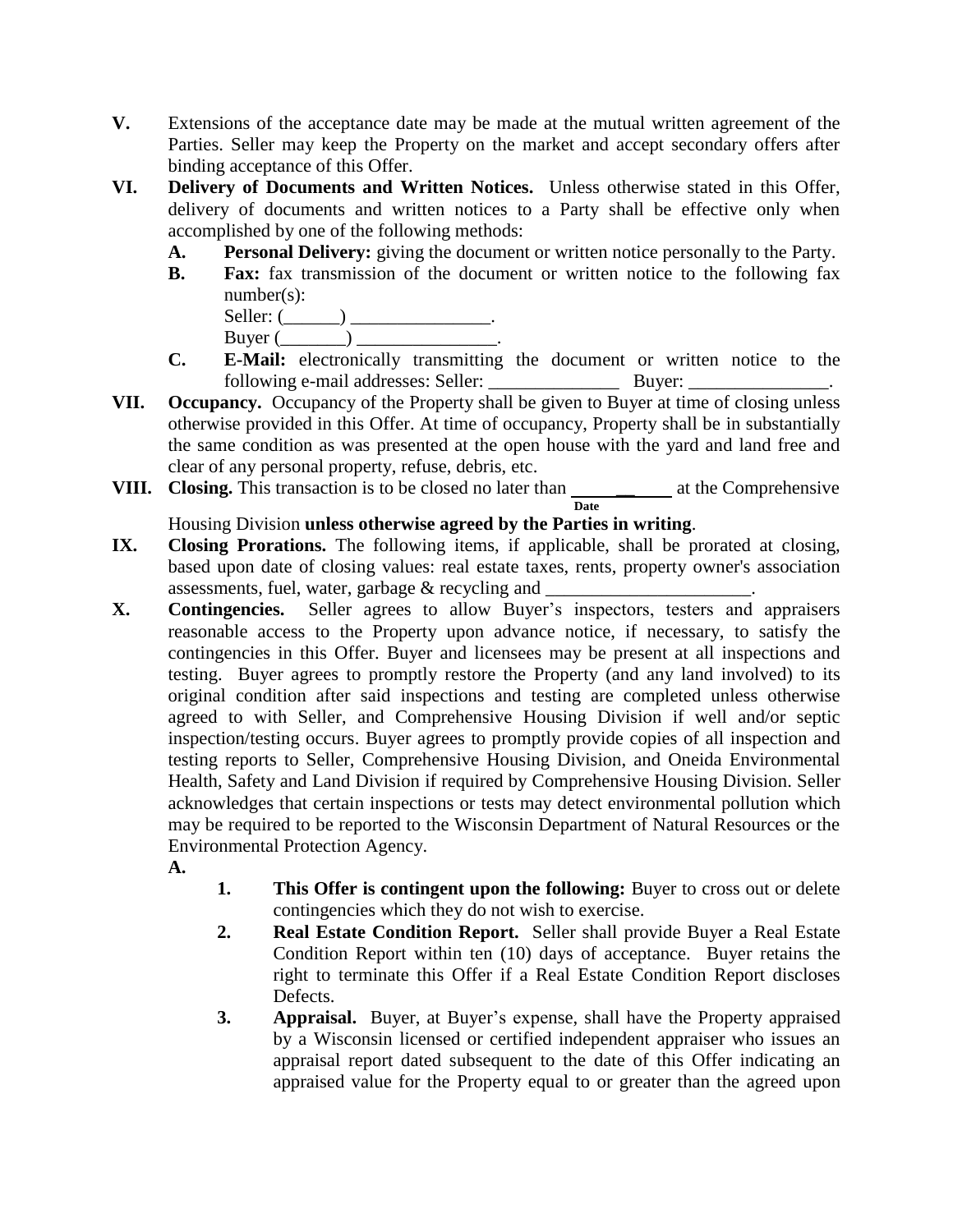**V.** Extensions of the acceptance date may be made at the mutual written agreement of the Parties. Seller may keep the Property on the market and accept secondary offers after binding acceptance of this Offer.

**VI. Delivery of Documents and Written Notices.** Unless otherwise stated in this Offer, delivery of documents and written notices to a Party shall be effective only when accomplished by one of the following methods:

- **A. Personal Delivery:** giving the document or written notice personally to the Party.
- **B. Fax:** fax transmission of the document or written notice to the following fax number(s):
  Seller: (______) _______________.
  Buyer (_______) _______________.
- **C. E-Mail:** electronically transmitting the document or written notice to the following e-mail addresses: Seller: ______________ Buyer: _______________.

**VII. Occupancy.** Occupancy of the Property shall be given to Buyer at time of closing unless otherwise provided in this Offer. At time of occupancy, Property shall be in substantially the same condition as was presented at the open house with the yard and land free and clear of any personal property, refuse, debris, etc.

**VIII. Closing.** This transaction is to be closed no later than ____________ (Date) at the Comprehensive Housing Division **unless otherwise agreed by the Parties in writing**.

**IX. Closing Prorations.** The following items, if applicable, shall be prorated at closing, based upon date of closing values: real estate taxes, rents, property owner's association assessments, fuel, water, garbage & recycling and _____________________.

**X. Contingencies.** Seller agrees to allow Buyer's inspectors, testers and appraisers reasonable access to the Property upon advance notice, if necessary, to satisfy the contingencies in this Offer. Buyer and licensees may be present at all inspections and testing. Buyer agrees to promptly restore the Property (and any land involved) to its original condition after said inspections and testing are completed unless otherwise agreed to with Seller, and Comprehensive Housing Division if well and/or septic inspection/testing occurs. Buyer agrees to promptly provide copies of all inspection and testing reports to Seller, Comprehensive Housing Division, and Oneida Environmental Health, Safety and Land Division if required by Comprehensive Housing Division. Seller acknowledges that certain inspections or tests may detect environmental pollution which may be required to be reported to the Wisconsin Department of Natural Resources or the Environmental Protection Agency.

**A.**

1. **This Offer is contingent upon the following:** Buyer to cross out or delete contingencies which they do not wish to exercise.
2. **Real Estate Condition Report.** Seller shall provide Buyer a Real Estate Condition Report within ten (10) days of acceptance. Buyer retains the right to terminate this Offer if a Real Estate Condition Report discloses Defects.
3. **Appraisal.** Buyer, at Buyer's expense, shall have the Property appraised by a Wisconsin licensed or certified independent appraiser who issues an appraisal report dated subsequent to the date of this Offer indicating an appraised value for the Property equal to or greater than the agreed upon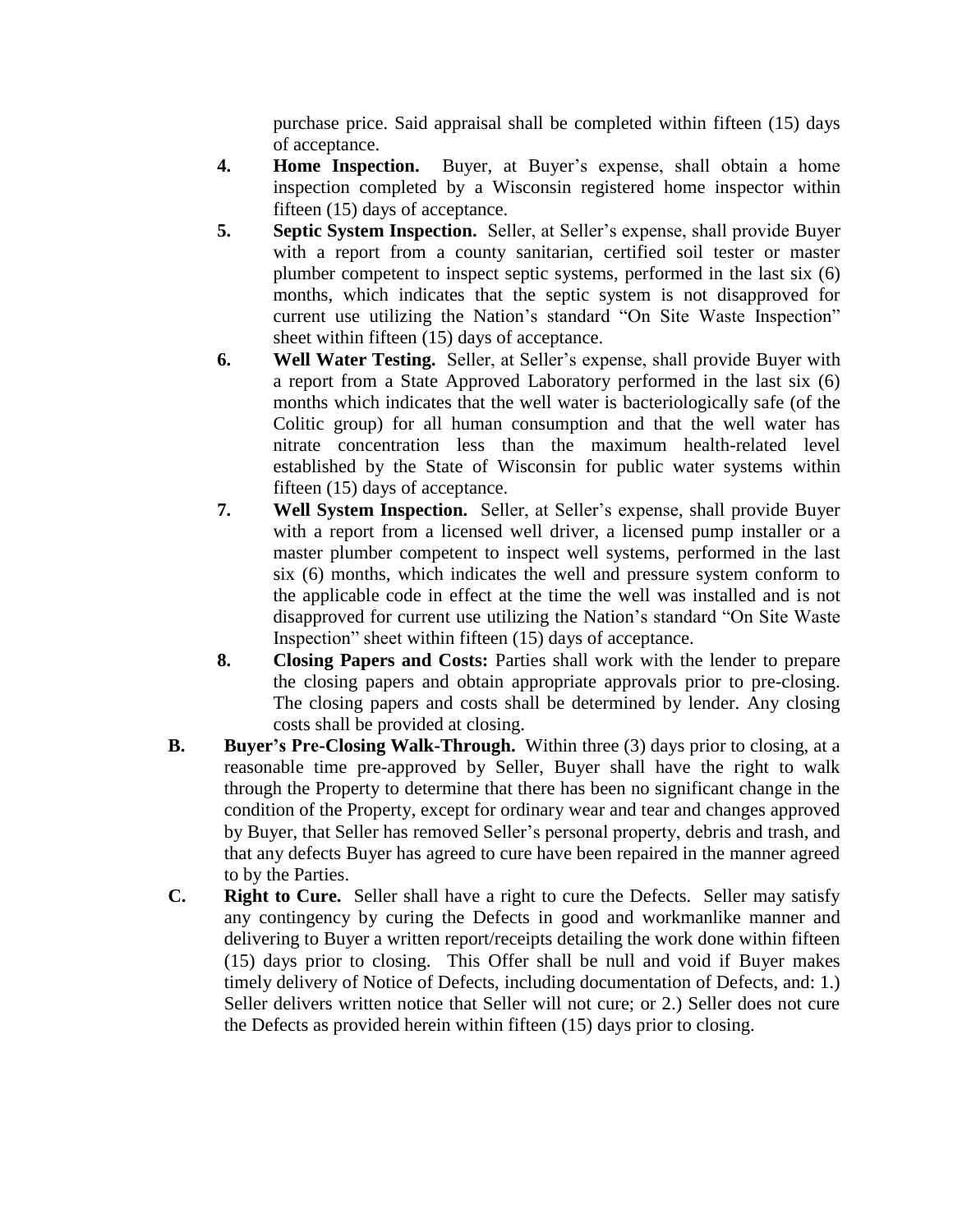purchase price. Said appraisal shall be completed within fifteen (15) days of acceptance.

4. **Home Inspection.** Buyer, at Buyer's expense, shall obtain a home inspection completed by a Wisconsin registered home inspector within fifteen (15) days of acceptance.

5. **Septic System Inspection.** Seller, at Seller's expense, shall provide Buyer with a report from a county sanitarian, certified soil tester or master plumber competent to inspect septic systems, performed in the last six (6) months, which indicates that the septic system is not disapproved for current use utilizing the Nation's standard "On Site Waste Inspection" sheet within fifteen (15) days of acceptance.

6. **Well Water Testing.** Seller, at Seller's expense, shall provide Buyer with a report from a State Approved Laboratory performed in the last six (6) months which indicates that the well water is bacteriologically safe (of the Colitic group) for all human consumption and that the well water has nitrate concentration less than the maximum health-related level established by the State of Wisconsin for public water systems within fifteen (15) days of acceptance.

7. **Well System Inspection.** Seller, at Seller's expense, shall provide Buyer with a report from a licensed well driver, a licensed pump installer or a master plumber competent to inspect well systems, performed in the last six (6) months, which indicates the well and pressure system conform to the applicable code in effect at the time the well was installed and is not disapproved for current use utilizing the Nation's standard "On Site Waste Inspection" sheet within fifteen (15) days of acceptance.

8. **Closing Papers and Costs:** Parties shall work with the lender to prepare the closing papers and obtain appropriate approvals prior to pre-closing. The closing papers and costs shall be determined by lender. Any closing costs shall be provided at closing.

**B. Buyer's Pre-Closing Walk-Through.** Within three (3) days prior to closing, at a reasonable time pre-approved by Seller, Buyer shall have the right to walk through the Property to determine that there has been no significant change in the condition of the Property, except for ordinary wear and tear and changes approved by Buyer, that Seller has removed Seller's personal property, debris and trash, and that any defects Buyer has agreed to cure have been repaired in the manner agreed to by the Parties.

**C. Right to Cure.** Seller shall have a right to cure the Defects. Seller may satisfy any contingency by curing the Defects in good and workmanlike manner and delivering to Buyer a written report/receipts detailing the work done within fifteen (15) days prior to closing. This Offer shall be null and void if Buyer makes timely delivery of Notice of Defects, including documentation of Defects, and: 1.) Seller delivers written notice that Seller will not cure; or 2.) Seller does not cure the Defects as provided herein within fifteen (15) days prior to closing.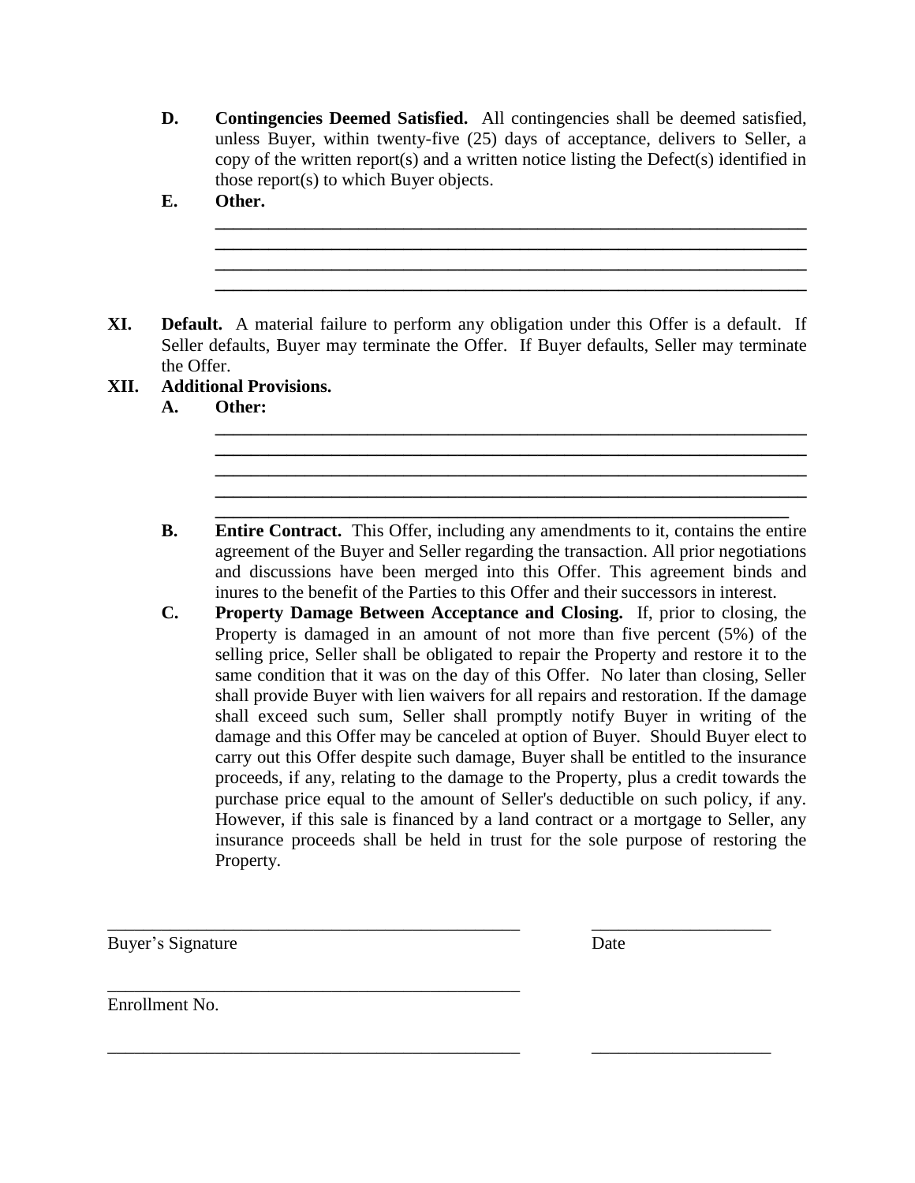**D.** **Contingencies Deemed Satisfied.** All contingencies shall be deemed satisfied, unless Buyer, within twenty-five (25) days of acceptance, delivers to Seller, a copy of the written report(s) and a written notice listing the Defect(s) identified in those report(s) to which Buyer objects.

**E.** **Other.**

______________________________________________________________________
______________________________________________________________________
______________________________________________________________________
______________________________________________________________________

**XI.** **Default.** A material failure to perform any obligation under this Offer is a default. If Seller defaults, Buyer may terminate the Offer. If Buyer defaults, Seller may terminate the Offer.

**XII.** **Additional Provisions.**

**A.** **Other:**

______________________________________________________________________
______________________________________________________________________
______________________________________________________________________
______________________________________________________________________
______________________________________________________________________

**B.** **Entire Contract.** This Offer, including any amendments to it, contains the entire agreement of the Buyer and Seller regarding the transaction. All prior negotiations and discussions have been merged into this Offer. This agreement binds and inures to the benefit of the Parties to this Offer and their successors in interest.

**C.** **Property Damage Between Acceptance and Closing.** If, prior to closing, the Property is damaged in an amount of not more than five percent (5%) of the selling price, Seller shall be obligated to repair the Property and restore it to the same condition that it was on the day of this Offer. No later than closing, Seller shall provide Buyer with lien waivers for all repairs and restoration. If the damage shall exceed such sum, Seller shall promptly notify Buyer in writing of the damage and this Offer may be canceled at option of Buyer. Should Buyer elect to carry out this Offer despite such damage, Buyer shall be entitled to the insurance proceeds, if any, relating to the damage to the Property, plus a credit towards the purchase price equal to the amount of Seller's deductible on such policy, if any. However, if this sale is financed by a land contract or a mortgage to Seller, any insurance proceeds shall be held in trust for the sole purpose of restoring the Property.

________________________________________________ ____________________
Buyer's Signature Date

________________________________________________
Enrollment No.

________________________________________________ ____________________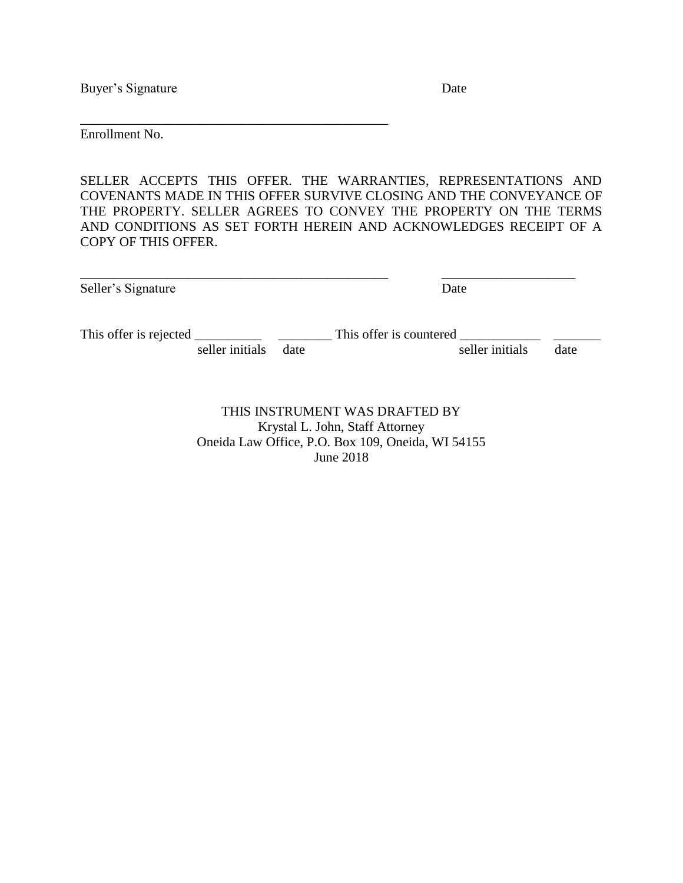Buyer's Signature Date

\_\_\_\_\_\_\_\_\_\_\_\_\_\_\_\_\_\_\_\_\_\_\_\_\_\_\_\_\_\_\_\_\_\_\_\_\_\_\_\_\_\_\_\_\_\_\_\_

Enrollment No.

SELLER ACCEPTS THIS OFFER. THE WARRANTIES, REPRESENTATIONS AND COVENANTS MADE IN THIS OFFER SURVIVE CLOSING AND THE CONVEYANCE OF THE PROPERTY. SELLER AGREES TO CONVEY THE PROPERTY ON THE TERMS AND CONDITIONS AS SET FORTH HEREIN AND ACKNOWLEDGES RECEIPT OF A COPY OF THIS OFFER.

\_\_\_\_\_\_\_\_\_\_\_\_\_\_\_\_\_\_\_\_\_\_\_\_\_\_\_\_\_\_\_\_\_\_\_\_\_\_\_\_\_\_\_\_\_\_\_\_ \_\_\_\_\_\_\_\_\_\_\_\_\_\_\_\_\_\_\_\_

Seller's Signature Date

This offer is rejected \_\_\_\_\_\_\_\_\_\_ \_\_\_\_\_\_\_\_ This offer is countered \_\_\_\_\_\_\_\_\_\_\_\_ \_\_\_\_\_\_\_

seller initials date seller initials date

THIS INSTRUMENT WAS DRAFTED BY
Krystal L. John, Staff Attorney
Oneida Law Office, P.O. Box 109, Oneida, WI 54155
June 2018